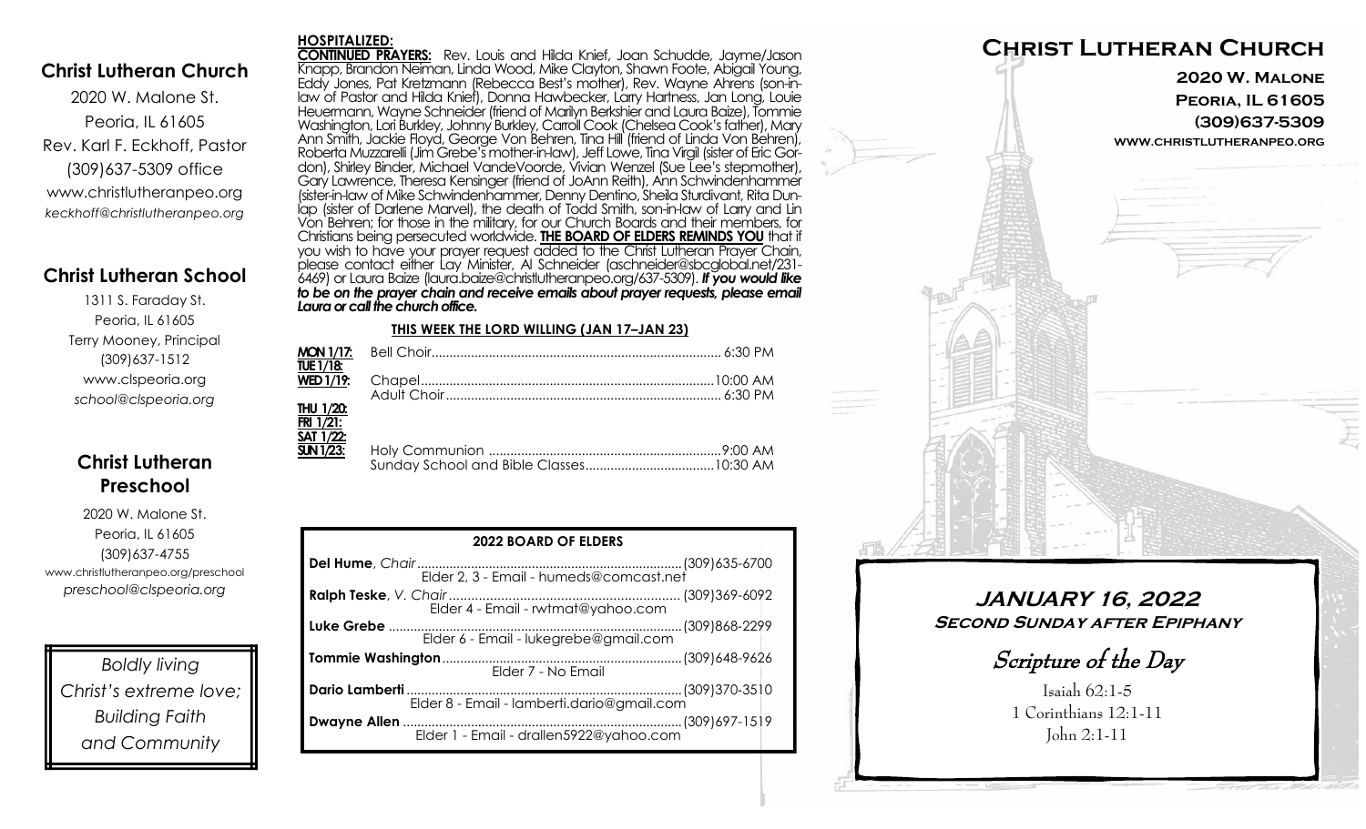## Christ Lutheran Church

2020 W. Malone St.
Peoria, IL 61605
Rev. Karl F. Eckhoff, Pastor
(309)637-5309 office
www.christlutheranpeo.org
*keckhoff@christlutheranpeo.org*

## Christ Lutheran School

1311 S. Faraday St.
Peoria, IL 61605
Terry Mooney, Principal
(309)637-1512
www.clspeoria.org
*school@clspeoria.org*

## Christ Lutheran Preschool

2020 W. Malone St.
Peoria, IL 61605
(309)637-4755
www.christlutheranpeo.org/preschool
*preschool@clspeoria.org*

*Boldly living Christ's extreme love; Building Faith and Community*

**HOSPITALIZED:**

**CONTINUED PRAYERS:** Rev. Louis and Hilda Knief, Joan Schudde, Jayme/Jason Knapp, Brandon Neiman, Linda Wood, Mike Clayton, Shawn Foote, Abigail Young, Eddy Jones, Pat Kretzmann (Rebecca Best's mother), Rev. Wayne Ahrens (son-in-law of Pastor and Hilda Knief), Donna Hawbecker, Larry Hartness, Jan Long, Louie Heuermann, Wayne Schneider (friend of Marilyn Berkshier and Laura Baize), Tommie Washington, Lori Burkley, Johnny Burkley, Carroll Cook (Chelsea Cook's father), Mary Ann Smith, Jackie Floyd, George Von Behren, Tina Hill (friend of Linda Von Behren), Roberta Muzzarelli (Jim Grebe's mother-in-law), Jeff Lowe, Tina Virgil (sister of Eric Gordon), Shirley Binder, Michael VandeVoorde, Vivian Wenzel (Sue Lee's stepmother), Gary Lawrence, Theresa Kensinger (friend of JoAnn Reith), Ann Schwindenhammer (sister-in-law of Mike Schwindenhammer, Denny Dentino, Sheila Sturdivant, Rita Dunlap (sister of Darlene Marvel), the death of Todd Smith, son-in-law of Larry and Lin Von Behren; for those in the military, for our Church Boards and their members, for Christians being persecuted worldwide. **THE BOARD OF ELDERS REMINDS YOU** that if you wish to have your prayer request added to the Christ Lutheran Prayer Chain, please contact either Lay Minister, Al Schneider (aschneider@sbcglobal.net/231-6469) or Laura Baize (laura.baize@christlutheranpeo.org/637-5309). ***If you would like to be on the prayer chain and receive emails about prayer requests, please email Laura or call the church office.***

**THIS WEEK THE LORD WILLING (JAN 17–JAN 23)**

| | | |
|---|---|---|
| **MON 1/17:** | Bell Choir | 6:30 PM |
| **TUE 1/18:** | | |
| **WED 1/19:** | Chapel | 10:00 AM |
| | Adult Choir | 6:30 PM |
| **THU 1/20:** | | |
| **FRI 1/21:** | | |
| **SAT 1/22:** | | |
| **SUN 1/23:** | Holy Communion | 9:00 AM |
| | Sunday School and Bible Classes | 10:30 AM |

**2022 BOARD OF ELDERS**

| Name | Phone |
|---|---|
| **Del Hume**, *Chair* — Elder 2, 3 - Email - humeds@comcast.net | (309)635-6700 |
| **Ralph Teske**, *V. Chair* — Elder 4 - Email - rwtmat@yahoo.com | (309)369-6092 |
| **Luke Grebe** — Elder 6 - Email - lukegrebe@gmail.com | (309)868-2299 |
| **Tommie Washington** — Elder 7 - No Email | (309)648-9626 |
| **Dario Lamberti** — Elder 8 - Email - lamberti.dario@gmail.com | (309)370-3510 |
| **Dwayne Allen** — Elder 1 - Email - drallen5922@yahoo.com | (309)697-1519 |

# Christ Lutheran Church

**2020 W. Malone**
**Peoria, IL 61605**
**(309)637-5309**
**www.christlutheranpeo.org**

## JANUARY 16, 2022

**Second Sunday after Epiphany**

*Scripture of the Day*

Isaiah 62:1-5
1 Corinthians 12:1-11
John 2:1-11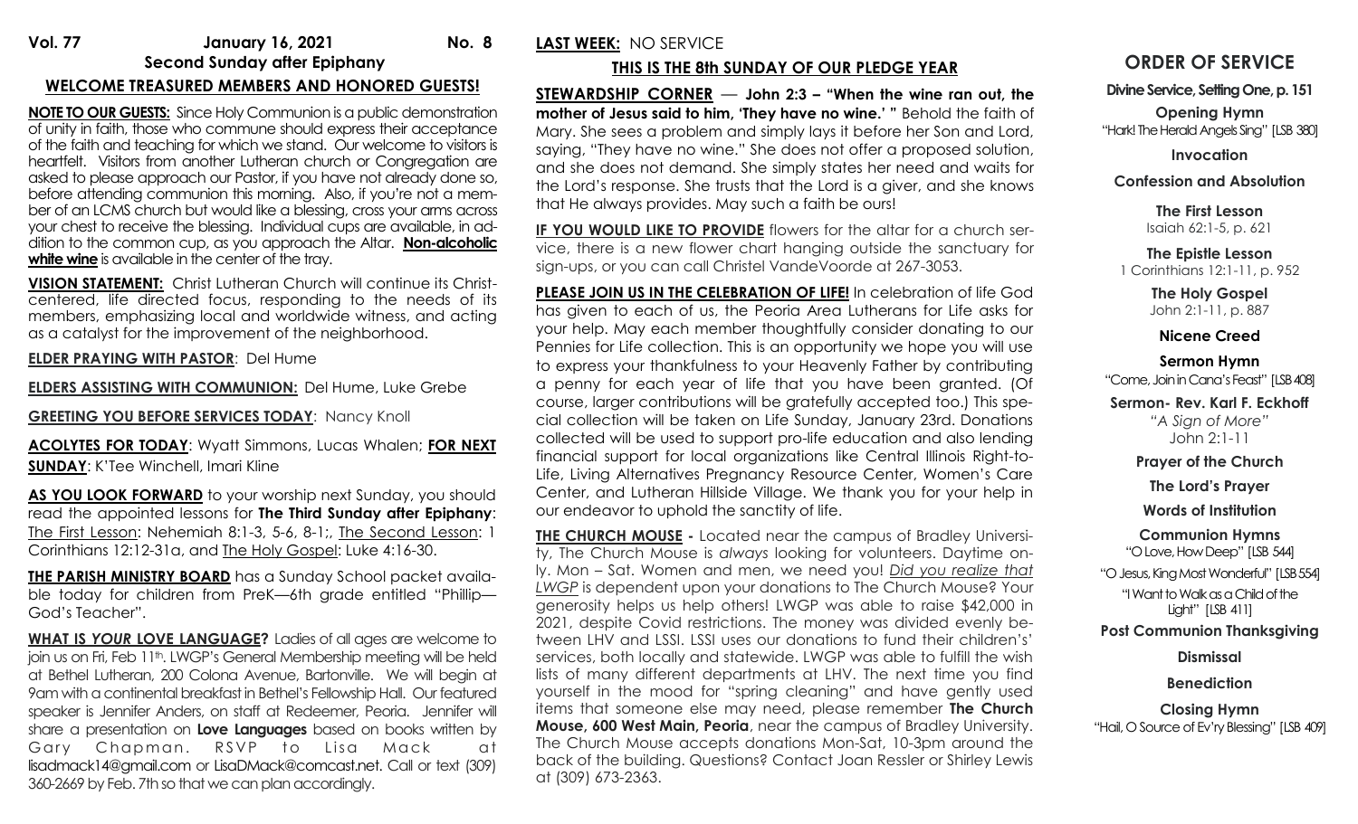**Vol. 77** **January 16, 2021** **No. 8**

**Second Sunday after Epiphany**

## WELCOME TREASURED MEMBERS AND HONORED GUESTS!

**NOTE TO OUR GUESTS:** Since Holy Communion is a public demonstration of unity in faith, those who commune should express their acceptance of the faith and teaching for which we stand. Our welcome to visitors is heartfelt. Visitors from another Lutheran church or Congregation are asked to please approach our Pastor, if you have not already done so, before attending communion this morning. Also, if you're not a member of an LCMS church but would like a blessing, cross your arms across your chest to receive the blessing. Individual cups are available, in addition to the common cup, as you approach the Altar. **Non-alcoholic white wine** is available in the center of the tray.

**VISION STATEMENT:** Christ Lutheran Church will continue its Christ-centered, life directed focus, responding to the needs of its members, emphasizing local and worldwide witness, and acting as a catalyst for the improvement of the neighborhood.

**ELDER PRAYING WITH PASTOR**: Del Hume

**ELDERS ASSISTING WITH COMMUNION:** Del Hume, Luke Grebe

**GREETING YOU BEFORE SERVICES TODAY**: Nancy Knoll

**ACOLYTES FOR TODAY**: Wyatt Simmons, Lucas Whalen; **FOR NEXT SUNDAY**: K'Tee Winchell, Imari Kline

**AS YOU LOOK FORWARD** to your worship next Sunday, you should read the appointed lessons for **The Third Sunday after Epiphany**: The First Lesson: Nehemiah 8:1-3, 5-6, 8-1;, The Second Lesson: 1 Corinthians 12:12-31a, and The Holy Gospel: Luke 4:16-30.

**THE PARISH MINISTRY BOARD** has a Sunday School packet available today for children from PreK—6th grade entitled "Phillip—God's Teacher".

**WHAT IS *YOUR* LOVE LANGUAGE?** Ladies of all ages are welcome to join us on Fri, Feb 11th. LWGP's General Membership meeting will be held at Bethel Lutheran, 200 Colona Avenue, Bartonville. We will begin at 9am with a continental breakfast in Bethel's Fellowship Hall. Our featured speaker is Jennifer Anders, on staff at Redeemer, Peoria. Jennifer will share a presentation on **Love Languages** based on books written by Gary Chapman. RSVP to Lisa Mack at lisadmack14@gmail.com or LisaDMack@comcast.net. Call or text (309) 360-2669 by Feb. 7th so that we can plan accordingly.

**LAST WEEK:** NO SERVICE

## THIS IS THE 8th SUNDAY OF OUR PLEDGE YEAR

**STEWARDSHIP CORNER** — **John 2:3 – "When the wine ran out, the mother of Jesus said to him, 'They have no wine.' "** Behold the faith of Mary. She sees a problem and simply lays it before her Son and Lord, saying, "They have no wine." She does not offer a proposed solution, and she does not demand. She simply states her need and waits for the Lord's response. She trusts that the Lord is a giver, and she knows that He always provides. May such a faith be ours!

**IF YOU WOULD LIKE TO PROVIDE** flowers for the altar for a church service, there is a new flower chart hanging outside the sanctuary for sign-ups, or you can call Christel VandeVoorde at 267-3053.

**PLEASE JOIN US IN THE CELEBRATION OF LIFE!** In celebration of life God has given to each of us, the Peoria Area Lutherans for Life asks for your help. May each member thoughtfully consider donating to our Pennies for Life collection. This is an opportunity we hope you will use to express your thankfulness to your Heavenly Father by contributing a penny for each year of life that you have been granted. (Of course, larger contributions will be gratefully accepted too.) This special collection will be taken on Life Sunday, January 23rd. Donations collected will be used to support pro-life education and also lending financial support for local organizations like Central Illinois Right-to-Life, Living Alternatives Pregnancy Resource Center, Women's Care Center, and Lutheran Hillside Village. We thank you for your help in our endeavor to uphold the sanctity of life.

**THE CHURCH MOUSE -** Located near the campus of Bradley University, The Church Mouse is *always* looking for volunteers. Daytime only. Mon – Sat. Women and men, we need you! *Did you realize that LWGP* is dependent upon your donations to The Church Mouse? Your generosity helps us help others! LWGP was able to raise $42,000 in 2021, despite Covid restrictions. The money was divided evenly between LHV and LSSI. LSSI uses our donations to fund their children's' services, both locally and statewide. LWGP was able to fulfill the wish lists of many different departments at LHV. The next time you find yourself in the mood for "spring cleaning" and have gently used items that someone else may need, please remember **The Church Mouse, 600 West Main, Peoria**, near the campus of Bradley University. The Church Mouse accepts donations Mon-Sat, 10-3pm around the back of the building. Questions? Contact Joan Ressler or Shirley Lewis at (309) 673-2363.

## ORDER OF SERVICE

**Divine Service, Setting One, p. 151**

**Opening Hymn**
"Hark! The Herald Angels Sing" [LSB 380]

**Invocation**

**Confession and Absolution**

**The First Lesson**
Isaiah 62:1-5, p. 621

**The Epistle Lesson**
1 Corinthians 12:1-11, p. 952

**The Holy Gospel**
John 2:1-11, p. 887

**Nicene Creed**

**Sermon Hymn**
"Come, Join in Cana's Feast" [LSB 408]

**Sermon- Rev. Karl F. Eckhoff**
*"A Sign of More"*
John 2:1-11

**Prayer of the Church**

**The Lord's Prayer**

**Words of Institution**

**Communion Hymns**
"O Love, How Deep" [LSB 544]
"O Jesus, King Most Wonderful" [LSB 554]
"I Want to Walk as a Child of the Light" [LSB 411]

**Post Communion Thanksgiving**

**Dismissal**

**Benediction**

**Closing Hymn**
"Hail, O Source of Ev'ry Blessing" [LSB 409]